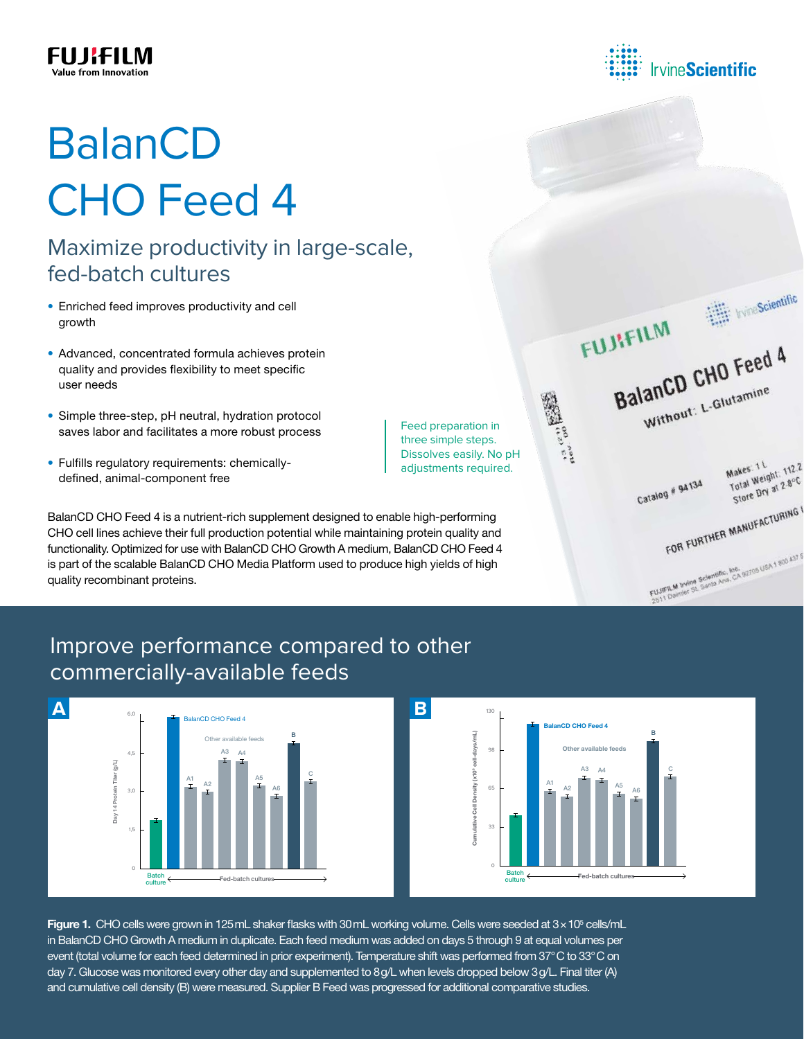FUJIFILM
Value from Innovation

IrvineScientific

# BalanCD CHO Feed 4

## Maximize productivity in large-scale, fed-batch cultures

- Enriched feed improves productivity and cell growth
- Advanced, concentrated formula achieves protein quality and provides flexibility to meet specific user needs
- Simple three-step, pH neutral, hydration protocol saves labor and facilitates a more robust process
- Fulfills regulatory requirements: chemically-defined, animal-component free

Feed preparation in three simple steps. Dissolves easily. No pH adjustments required.

BalanCD CHO Feed 4 is a nutrient-rich supplement designed to enable high-performing CHO cell lines achieve their full production potential while maintaining protein quality and functionality. Optimized for use with BalanCD CHO Growth A medium, BalanCD CHO Feed 4 is part of the scalable BalanCD CHO Media Platform used to produce high yields of high quality recombinant proteins.

## Improve performance compared to other commercially-available feeds

**Figure 1.** CHO cells were grown in 125 mL shaker flasks with 30 mL working volume. Cells were seeded at $3 \times 10^5$ cells/mL in BalanCD CHO Growth A medium in duplicate. Each feed medium was added on days 5 through 9 at equal volumes per event (total volume for each feed determined in prior experiment). Temperature shift was performed from 37° C to 33° C on day 7. Glucose was monitored every other day and supplemented to 8 g/L when levels dropped below 3 g/L. Final titer (A) and cumulative cell density (B) were measured. Supplier B Feed was progressed for additional comparative studies.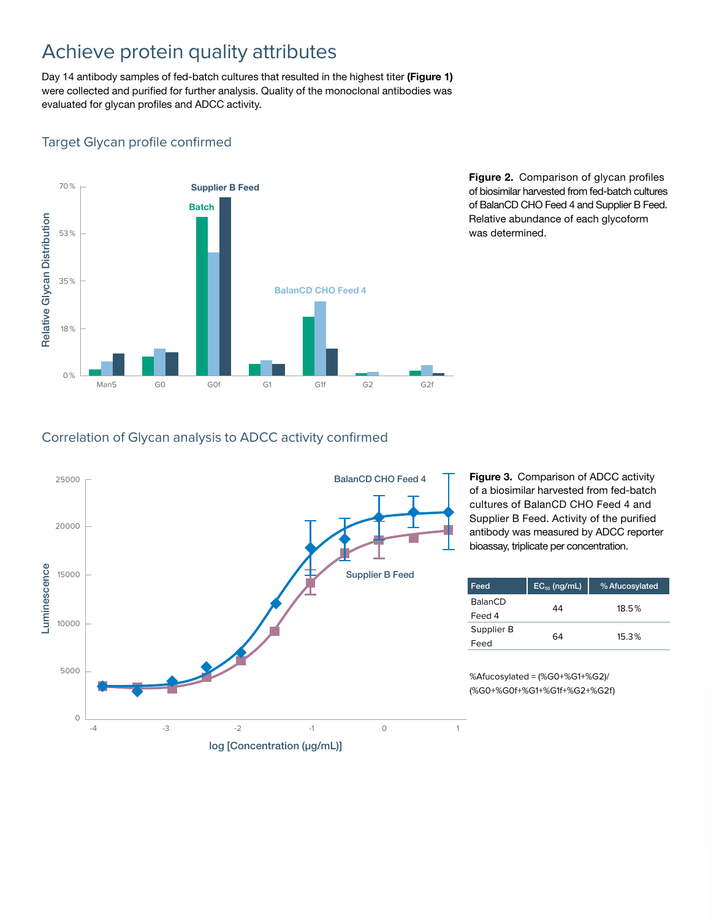# Achieve protein quality attributes

Day 14 antibody samples of fed-batch cultures that resulted in the highest titer **(Figure 1)** were collected and purified for further analysis. Quality of the monoclonal antibodies was evaluated for glycan profiles and ADCC activity.

## Target Glycan profile confirmed

**Figure 2.** Comparison of glycan profiles of biosimilar harvested from fed-batch cultures of BalanCD CHO Feed 4 and Supplier B Feed. Relative abundance of each glycoform was determined.

## Correlation of Glycan analysis to ADCC activity confirmed

**Figure 3.** Comparison of ADCC activity of a biosimilar harvested from fed-batch cultures of BalanCD CHO Feed 4 and Supplier B Feed. Activity of the purified antibody was measured by ADCC reporter bioassay, triplicate per concentration.

| Feed | $EC_{50}$ (ng/mL) | % Afucosylated |
|---|---|---|
| BalanCD Feed 4 | 44 | 18.5% |
| Supplier B Feed | 64 | 15.3% |

%Afucosylated = (%G0+%G1+%G2)/(%G0+%G0f+%G1+%G1f+%G2+%G2f)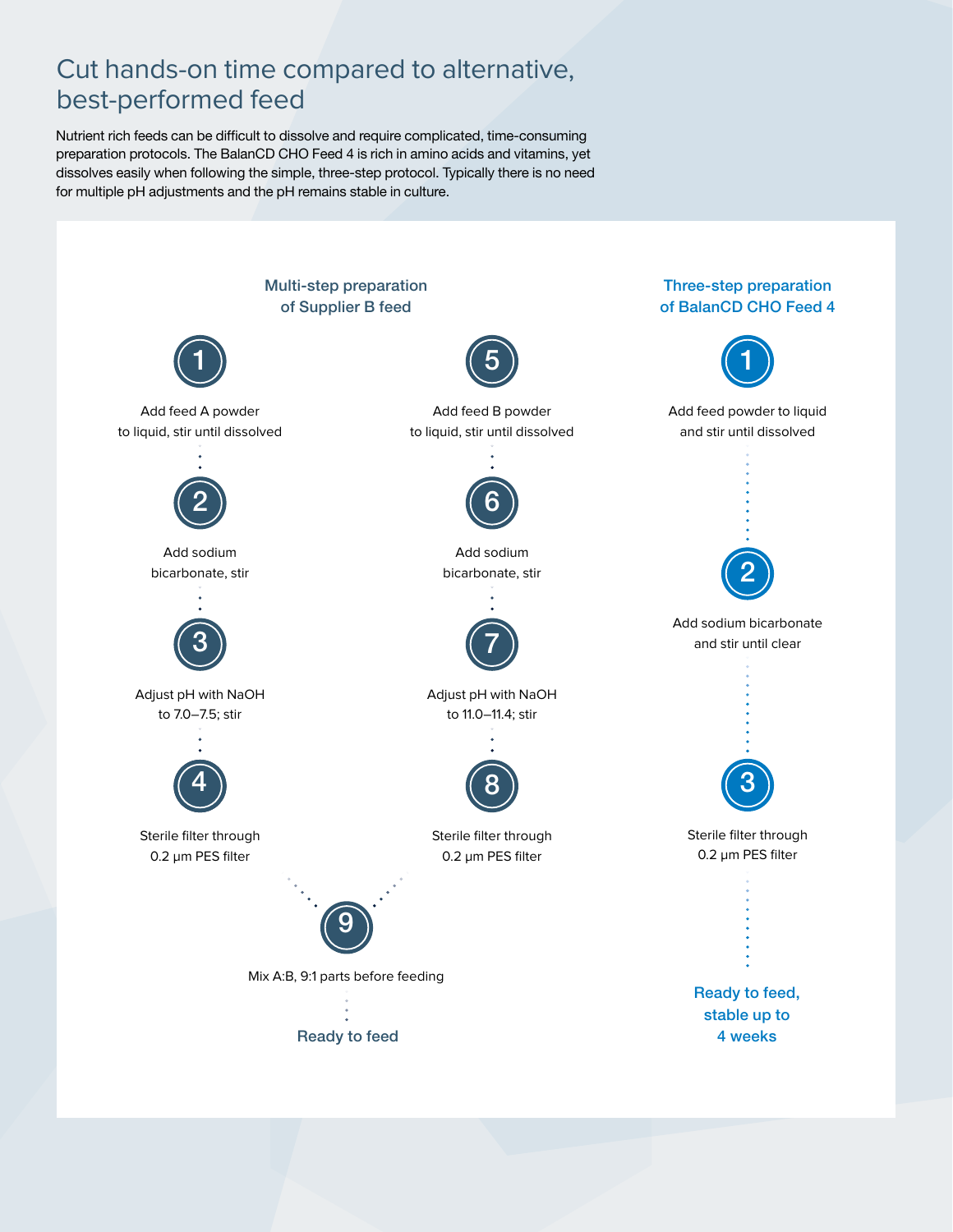# Cut hands-on time compared to alternative, best-performed feed

Nutrient rich feeds can be difficult to dissolve and require complicated, time-consuming preparation protocols. The BalanCD CHO Feed 4 is rich in amino acids and vitamins, yet dissolves easily when following the simple, three-step protocol. Typically there is no need for multiple pH adjustments and the pH remains stable in culture.

### Multi-step preparation of Supplier B feed

1. Add feed A powder to liquid, stir until dissolved
2. Add sodium bicarbonate, stir
3. Adjust pH with NaOH to 7.0–7.5; stir
4. Sterile filter through 0.2 µm PES filter
5. Add feed B powder to liquid, stir until dissolved
6. Add sodium bicarbonate, stir
7. Adjust pH with NaOH to 11.0–11.4; stir
8. Sterile filter through 0.2 µm PES filter
9. Mix A:B, 9:1 parts before feeding

Ready to feed

### Three-step preparation of BalanCD CHO Feed 4

1. Add feed powder to liquid and stir until dissolved
2. Add sodium bicarbonate and stir until clear
3. Sterile filter through 0.2 µm PES filter

Ready to feed, stable up to 4 weeks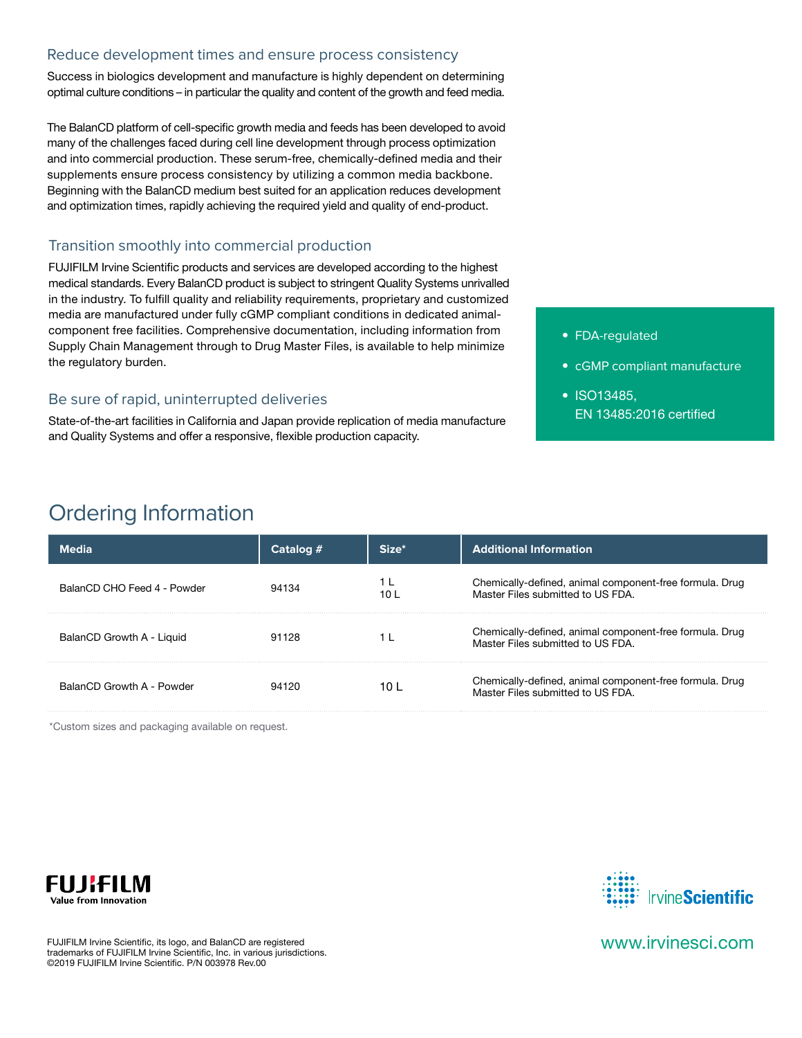## Reduce development times and ensure process consistency

Success in biologics development and manufacture is highly dependent on determining optimal culture conditions – in particular the quality and content of the growth and feed media.

The BalanCD platform of cell-specific growth media and feeds has been developed to avoid many of the challenges faced during cell line development through process optimization and into commercial production. These serum-free, chemically-defined media and their supplements ensure process consistency by utilizing a common media backbone. Beginning with the BalanCD medium best suited for an application reduces development and optimization times, rapidly achieving the required yield and quality of end-product.

## Transition smoothly into commercial production

FUJIFILM Irvine Scientific products and services are developed according to the highest medical standards. Every BalanCD product is subject to stringent Quality Systems unrivalled in the industry. To fulfill quality and reliability requirements, proprietary and customized media are manufactured under fully cGMP compliant conditions in dedicated animal-component free facilities. Comprehensive documentation, including information from Supply Chain Management through to Drug Master Files, is available to help minimize the regulatory burden.

## Be sure of rapid, uninterrupted deliveries

State-of-the-art facilities in California and Japan provide replication of media manufacture and Quality Systems and offer a responsive, flexible production capacity.

- FDA-regulated
- cGMP compliant manufacture
- ISO13485, EN 13485:2016 certified

# Ordering Information

| Media | Catalog # | Size* | Additional Information |
|---|---|---|---|
| BalanCD CHO Feed 4 - Powder | 94134 | 1 L<br>10 L | Chemically-defined, animal component-free formula. Drug Master Files submitted to US FDA. |
| BalanCD Growth A - Liquid | 91128 | 1 L | Chemically-defined, animal component-free formula. Drug Master Files submitted to US FDA. |
| BalanCD Growth A - Powder | 94120 | 10 L | Chemically-defined, animal component-free formula. Drug Master Files submitted to US FDA. |

*Custom sizes and packaging available on request.

FUJIFILM
Value from Innovation

IrvineScientific

FUJIFILM Irvine Scientific, its logo, and BalanCD are registered trademarks of FUJIFILM Irvine Scientific, Inc. in various jurisdictions.
©2019 FUJIFILM Irvine Scientific. P/N 003978 Rev.00

www.irvinesci.com